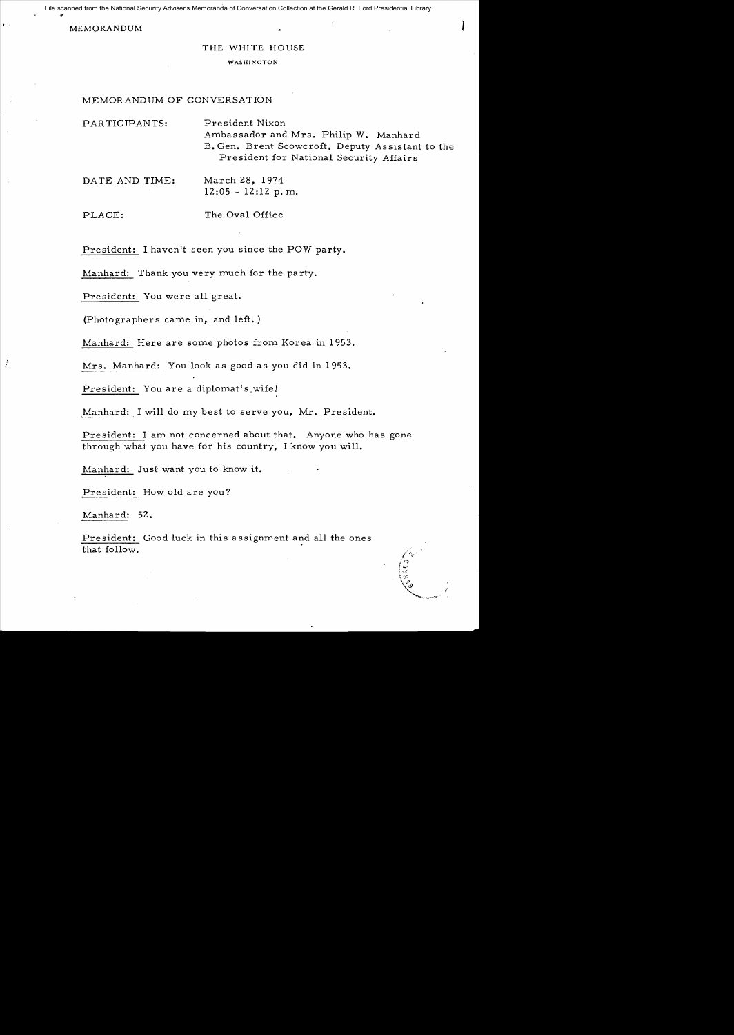File scanned from the National Security Adviser's Memoranda of Conversation Collection at the Gerald R. Ford Presidential Library

MEMORANDUM

THE WHITE HOUSE

WASHINGTON

MEMORANDUM OF CONVERSATION

PARTICIPANTS: President Nixon
Ambassador and Mrs. Philip W. Manhard
B. Gen. Brent Scowcroft, Deputy Assistant to the President for National Security Affairs

DATE AND TIME: March 28, 1974
12:05 - 12:12 p.m.

PLACE: The Oval Office

President: I haven't seen you since the POW party.

Manhard: Thank you very much for the party.

President: You were all great.

(Photographers came in, and left.)

Manhard: Here are some photos from Korea in 1953.

Mrs. Manhard: You look as good as you did in 1953.

President: You are a diplomat's wife!

Manhard: I will do my best to serve you, Mr. President.

President: I am not concerned about that. Anyone who has gone through what you have for his country, I know you will.

Manhard: Just want you to know it.

President: How old are you?

Manhard: 52.

President: Good luck in this assignment and all the ones that follow.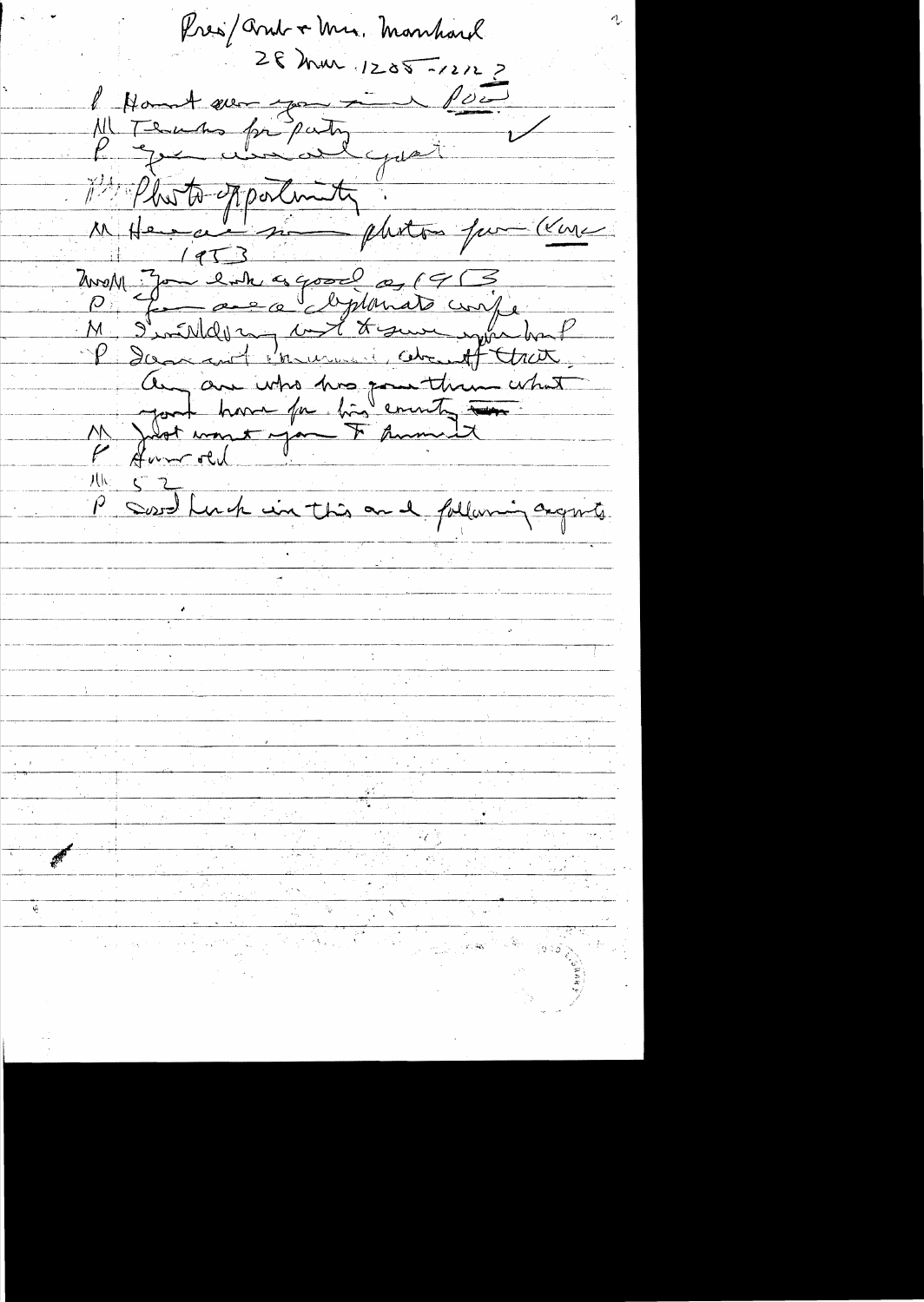Pres/Amb + Mrs. Marshard

28 Mar. 1205 - 1212 ?

P Haven't seen you since POW

M Thanks for party

P You were all great.

Photo opportunity:

M Here are some photos from Kore 1953

Mrs M You look as good as 1953

P You are a diplomats wife

M I'm wondering what to serve your brother

P Don't mention about that.

Any one who has given them what

you have for his country

M Just want you to know it

P Honored

Mrs. S 2

P Good luck in this and following assignments.